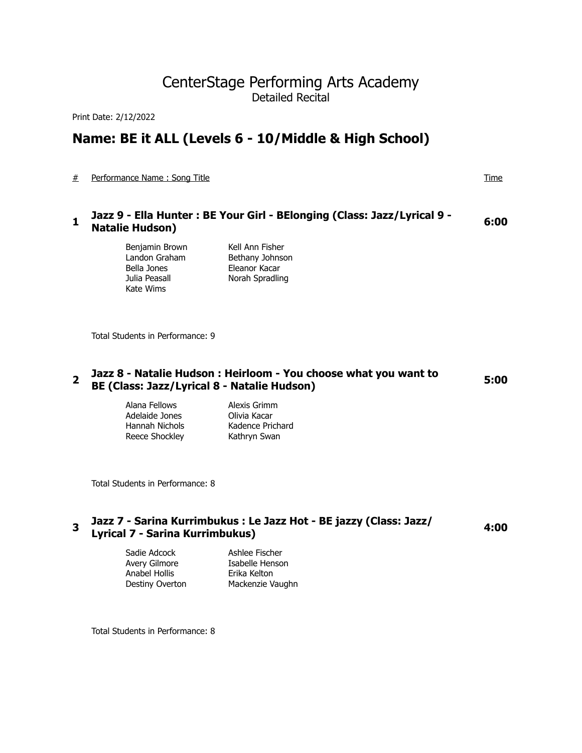# CenterStage Performing Arts Academy

Detailed Recital

Print Date: 2/12/2022

## Name: BE it ALL (Levels 6 - 10/Middle & High School)

| # | Performance Name : Song Title | Time |
|---|---|---|

### 1 Jazz 9 - Ella Hunter : BE Your Girl - BElonging (Class: Jazz/Lyrical 9 - Natalie Hudson) — 6:00

- Benjamin Brown
- Kell Ann Fisher
- Landon Graham
- Bethany Johnson
- Bella Jones
- Eleanor Kacar
- Julia Peasall
- Norah Spradling
- Kate Wims

Total Students in Performance: 9

### 2 Jazz 8 - Natalie Hudson : Heirloom - You choose what you want to BE (Class: Jazz/Lyrical 8 - Natalie Hudson) — 5:00

- Alana Fellows
- Alexis Grimm
- Adelaide Jones
- Olivia Kacar
- Hannah Nichols
- Kadence Prichard
- Reece Shockley
- Kathryn Swan

Total Students in Performance: 8

### 3 Jazz 7 - Sarina Kurrimbukus : Le Jazz Hot - BE jazzy (Class: Jazz/Lyrical 7 - Sarina Kurrimbukus) — 4:00

- Sadie Adcock
- Ashlee Fischer
- Avery Gilmore
- Isabelle Henson
- Anabel Hollis
- Erika Kelton
- Destiny Overton
- Mackenzie Vaughn

Total Students in Performance: 8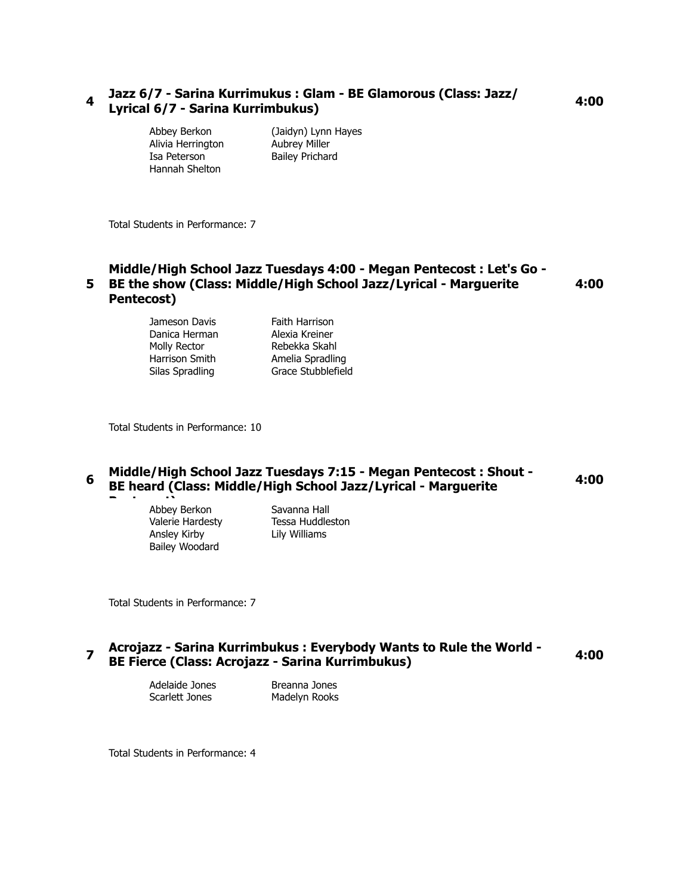### 4 Jazz 6/7 - Sarina Kurrimukus : Glam - BE Glamorous (Class: Jazz/ Lyrical 6/7 - Sarina Kurrimbukus) 4:00

- Abbey Berkon
- (Jaidyn) Lynn Hayes
- Alivia Herrington
- Aubrey Miller
- Isa Peterson
- Bailey Prichard
- Hannah Shelton

Total Students in Performance: 7

### 5 Middle/High School Jazz Tuesdays 4:00 - Megan Pentecost : Let's Go - BE the show (Class: Middle/High School Jazz/Lyrical - Marguerite Pentecost) 4:00

- Jameson Davis
- Faith Harrison
- Danica Herman
- Alexia Kreiner
- Molly Rector
- Rebekka Skahl
- Harrison Smith
- Amelia Spradling
- Silas Spradling
- Grace Stubblefield

Total Students in Performance: 10

### 6 Middle/High School Jazz Tuesdays 7:15 - Megan Pentecost : Shout - BE heard (Class: Middle/High School Jazz/Lyrical - Marguerite Pentecost) 4:00

- Abbey Berkon
- Savanna Hall
- Valerie Hardesty
- Tessa Huddleston
- Ansley Kirby
- Lily Williams
- Bailey Woodard

Total Students in Performance: 7

### 7 Acrojazz - Sarina Kurrimbukus : Everybody Wants to Rule the World - BE Fierce (Class: Acrojazz - Sarina Kurrimbukus) 4:00

- Adelaide Jones
- Breanna Jones
- Scarlett Jones
- Madelyn Rooks

Total Students in Performance: 4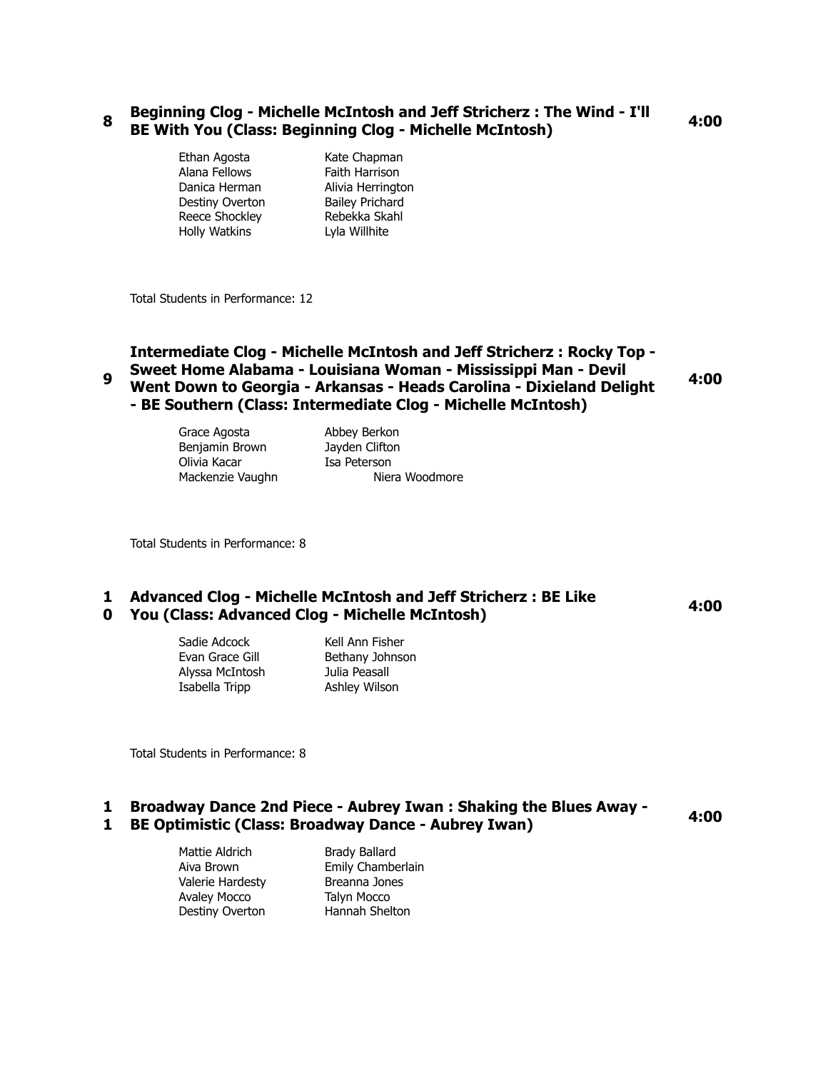**8** **Beginning Clog - Michelle McIntosh and Jeff Stricherz : The Wind - I'll BE With You (Class: Beginning Clog - Michelle McIntosh)** **4:00**

Ethan Agosta
Kate Chapman
Alana Fellows
Faith Harrison
Danica Herman
Alivia Herrington
Destiny Overton
Bailey Prichard
Reece Shockley
Rebekka Skahl
Holly Watkins
Lyla Willhite

Total Students in Performance: 12

**9** **Intermediate Clog - Michelle McIntosh and Jeff Stricherz : Rocky Top - Sweet Home Alabama - Louisiana Woman - Mississippi Man - Devil Went Down to Georgia - Arkansas - Heads Carolina - Dixieland Delight - BE Southern (Class: Intermediate Clog - Michelle McIntosh)** **4:00**

Grace Agosta
Abbey Berkon
Benjamin Brown
Jayden Clifton
Olivia Kacar
Isa Peterson
Mackenzie Vaughn
Niera Woodmore

Total Students in Performance: 8

**10** **Advanced Clog - Michelle McIntosh and Jeff Stricherz : BE Like You (Class: Advanced Clog - Michelle McIntosh)** **4:00**

Sadie Adcock
Kell Ann Fisher
Evan Grace Gill
Bethany Johnson
Alyssa McIntosh
Julia Peasall
Isabella Tripp
Ashley Wilson

Total Students in Performance: 8

**11** **Broadway Dance 2nd Piece - Aubrey Iwan : Shaking the Blues Away - BE Optimistic (Class: Broadway Dance - Aubrey Iwan)** **4:00**

Mattie Aldrich
Brady Ballard
Aiva Brown
Emily Chamberlain
Valerie Hardesty
Breanna Jones
Avaley Mocco
Talyn Mocco
Destiny Overton
Hannah Shelton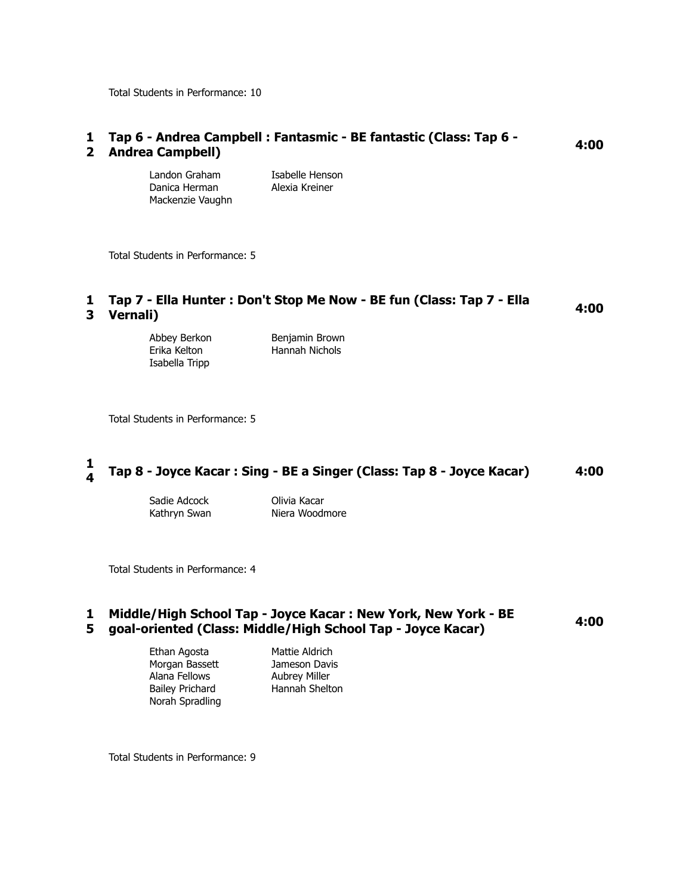Total Students in Performance: 10

## 12 Tap 6 - Andrea Campbell : Fantasmic - BE fantastic (Class: Tap 6 - Andrea Campbell) 4:00

Landon Graham
Isabelle Henson
Danica Herman
Alexia Kreiner
Mackenzie Vaughn

Total Students in Performance: 5

## 13 Tap 7 - Ella Hunter : Don't Stop Me Now - BE fun (Class: Tap 7 - Ella Vernali) 4:00

Abbey Berkon
Benjamin Brown
Erika Kelton
Hannah Nichols
Isabella Tripp

Total Students in Performance: 5

## 14 Tap 8 - Joyce Kacar : Sing - BE a Singer (Class: Tap 8 - Joyce Kacar) 4:00

Sadie Adcock
Olivia Kacar
Kathryn Swan
Niera Woodmore

Total Students in Performance: 4

## 15 Middle/High School Tap - Joyce Kacar : New York, New York - BE goal-oriented (Class: Middle/High School Tap - Joyce Kacar) 4:00

Ethan Agosta
Mattie Aldrich
Morgan Bassett
Jameson Davis
Alana Fellows
Aubrey Miller
Bailey Prichard
Hannah Shelton
Norah Spradling

Total Students in Performance: 9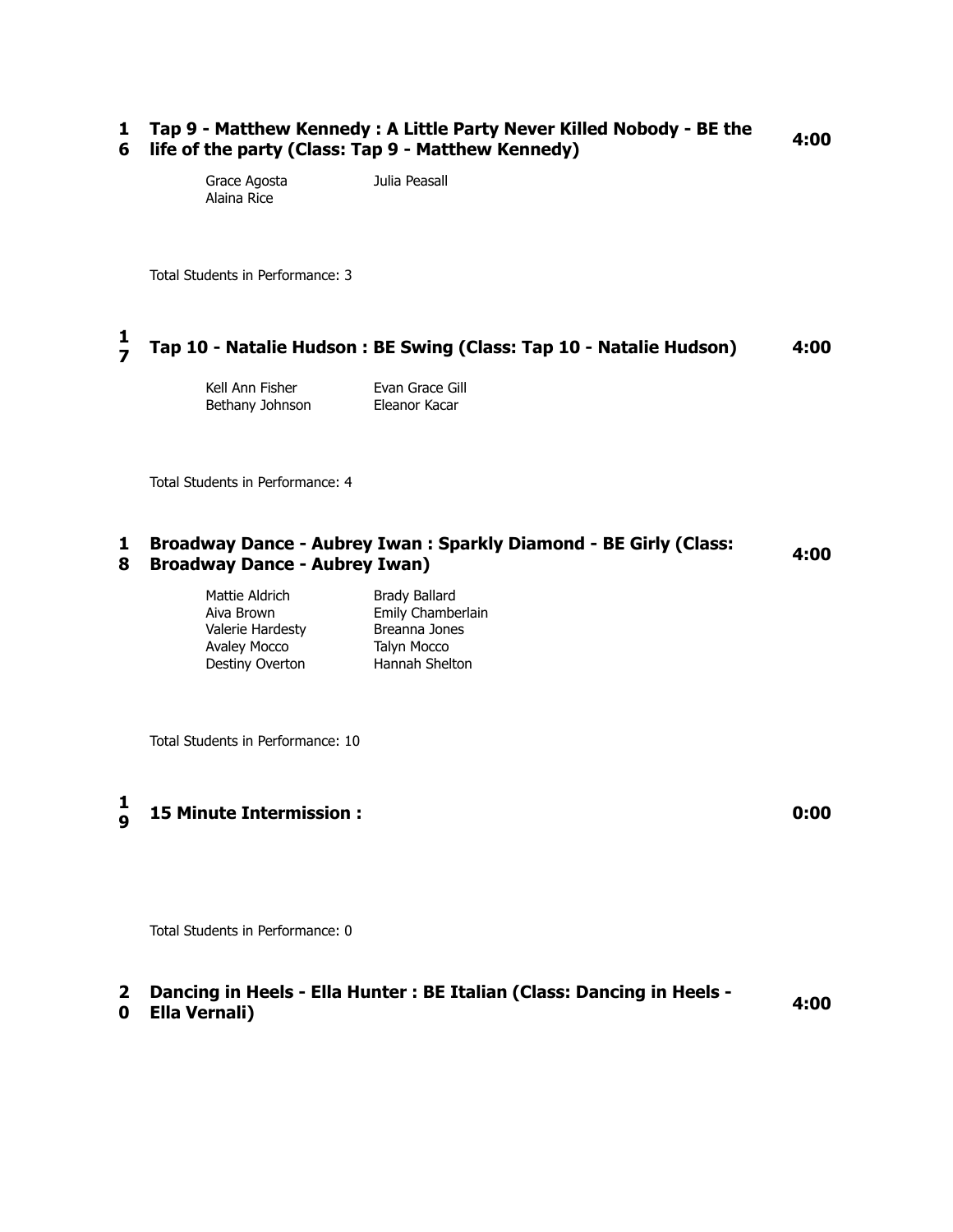**16 Tap 9 - Matthew Kennedy : A Little Party Never Killed Nobody - BE the life of the party (Class: Tap 9 - Matthew Kennedy)** **4:00**

Grace Agosta
Julia Peasall
Alaina Rice

Total Students in Performance: 3

**17 Tap 10 - Natalie Hudson : BE Swing (Class: Tap 10 - Natalie Hudson)** **4:00**

Kell Ann Fisher
Evan Grace Gill
Bethany Johnson
Eleanor Kacar

Total Students in Performance: 4

**18 Broadway Dance - Aubrey Iwan : Sparkly Diamond - BE Girly (Class: Broadway Dance - Aubrey Iwan)** **4:00**

Mattie Aldrich
Brady Ballard
Aiva Brown
Emily Chamberlain
Valerie Hardesty
Breanna Jones
Avaley Mocco
Talyn Mocco
Destiny Overton
Hannah Shelton

Total Students in Performance: 10

**19 15 Minute Intermission :** **0:00**

Total Students in Performance: 0

**20 Dancing in Heels - Ella Hunter : BE Italian (Class: Dancing in Heels - Ella Vernali)** **4:00**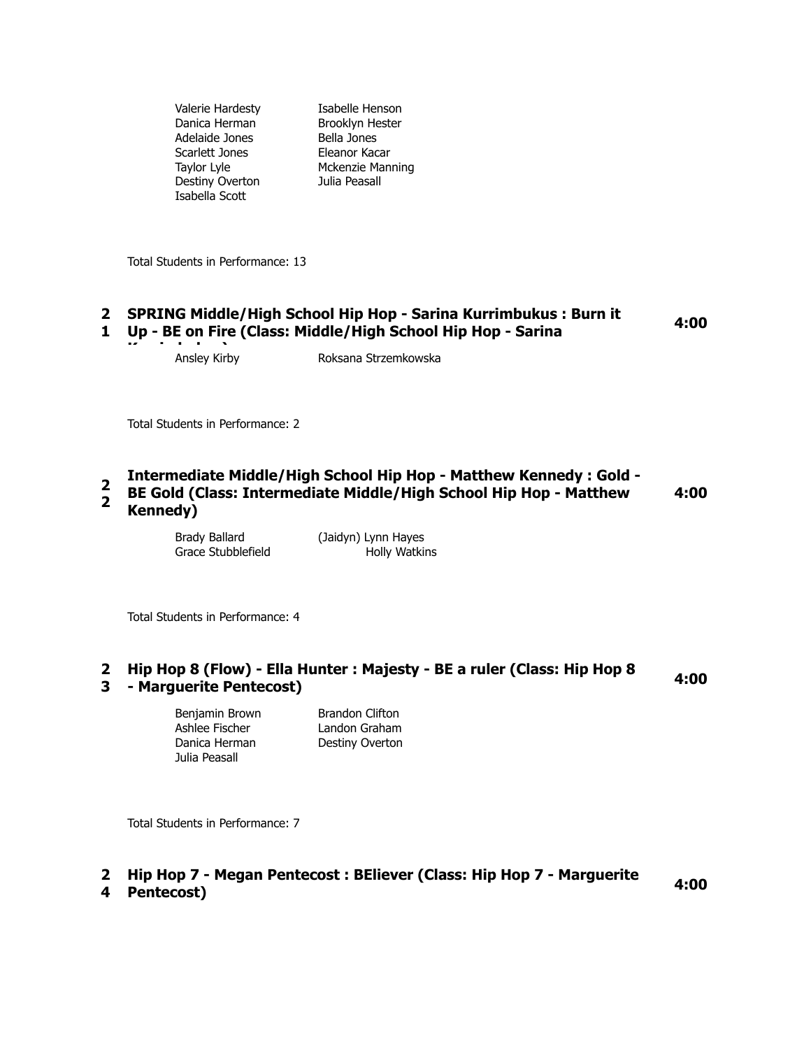Valerie Hardesty
Isabelle Henson
Danica Herman
Brooklyn Hester
Adelaide Jones
Bella Jones
Scarlett Jones
Eleanor Kacar
Taylor Lyle
Mckenzie Manning
Destiny Overton
Julia Peasall
Isabella Scott

Total Students in Performance: 13

### 21 SPRING Middle/High School Hip Hop - Sarina Kurrimbukus : Burn it Up - BE on Fire (Class: Middle/High School Hip Hop - Sarina Kurrimbukus) — 4:00

Ansley Kirby
Roksana Strzemkowska

Total Students in Performance: 2

### 22 Intermediate Middle/High School Hip Hop - Matthew Kennedy : Gold - BE Gold (Class: Intermediate Middle/High School Hip Hop - Matthew Kennedy) — 4:00

Brady Ballard
(Jaidyn) Lynn Hayes
Grace Stubblefield
Holly Watkins

Total Students in Performance: 4

### 23 Hip Hop 8 (Flow) - Ella Hunter : Majesty - BE a ruler (Class: Hip Hop 8 - Marguerite Pentecost) — 4:00

Benjamin Brown
Brandon Clifton
Ashlee Fischer
Landon Graham
Danica Herman
Destiny Overton
Julia Peasall

Total Students in Performance: 7

### 24 Hip Hop 7 - Megan Pentecost : BEliever (Class: Hip Hop 7 - Marguerite Pentecost) — 4:00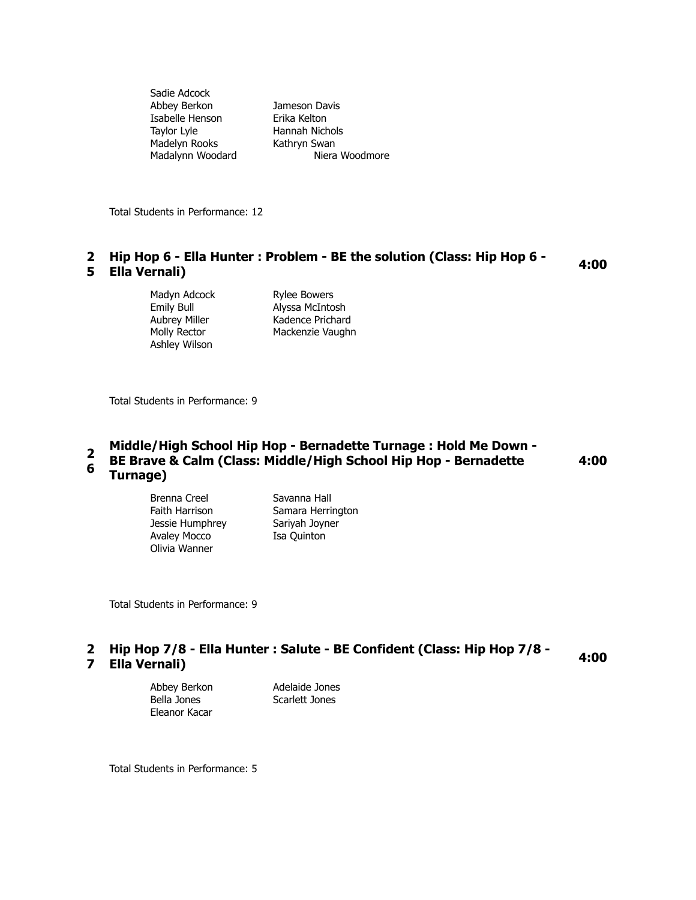Sadie Adcock
Abbey Berkon
Jameson Davis
Isabelle Henson
Erika Kelton
Taylor Lyle
Hannah Nichols
Madelyn Rooks
Kathryn Swan
Madalynn Woodard
Niera Woodmore

Total Students in Performance: 12

### 25 Hip Hop 6 - Ella Hunter : Problem - BE the solution (Class: Hip Hop 6 - Ella Vernali) — 4:00

Madyn Adcock
Rylee Bowers
Emily Bull
Alyssa McIntosh
Aubrey Miller
Kadence Prichard
Molly Rector
Mackenzie Vaughn
Ashley Wilson

Total Students in Performance: 9

### 26 Middle/High School Hip Hop - Bernadette Turnage : Hold Me Down - BE Brave & Calm (Class: Middle/High School Hip Hop - Bernadette Turnage) — 4:00

Brenna Creel
Savanna Hall
Faith Harrison
Samara Herrington
Jessie Humphrey
Sariyah Joyner
Avaley Mocco
Isa Quinton
Olivia Wanner

Total Students in Performance: 9

### 27 Hip Hop 7/8 - Ella Hunter : Salute - BE Confident (Class: Hip Hop 7/8 - Ella Vernali) — 4:00

Abbey Berkon
Adelaide Jones
Bella Jones
Scarlett Jones
Eleanor Kacar

Total Students in Performance: 5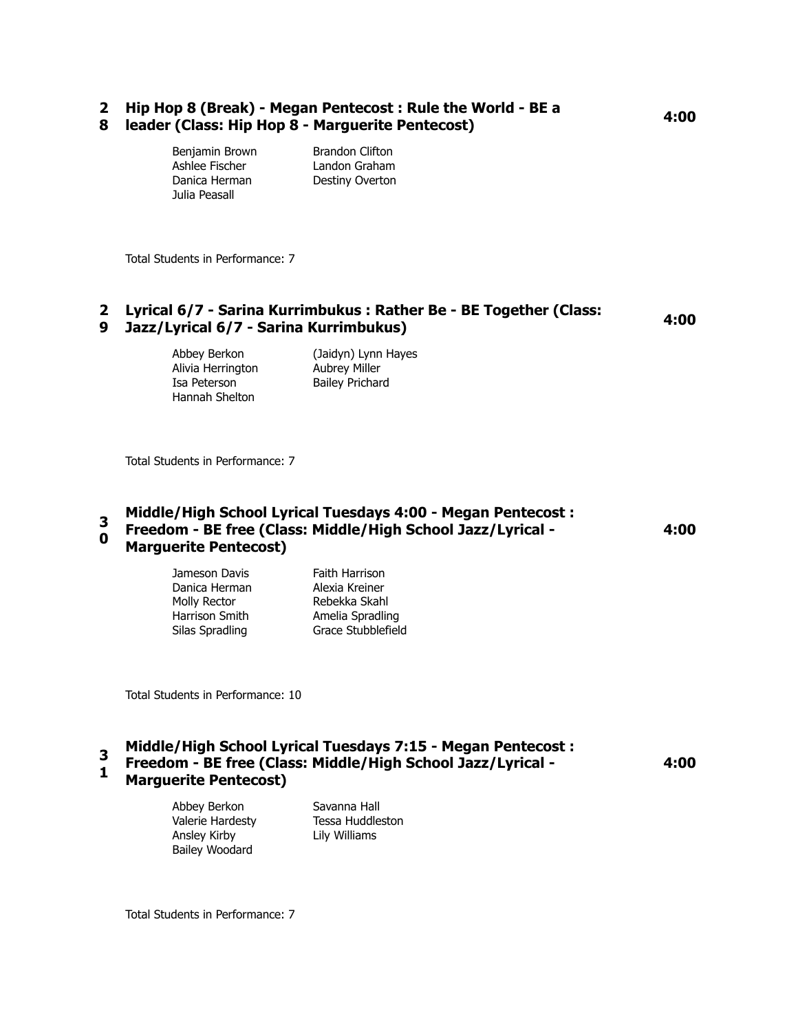## 28 Hip Hop 8 (Break) - Megan Pentecost : Rule the World - BE a leader (Class: Hip Hop 8 - Marguerite Pentecost) — 4:00

| | |
|---|---|
| Benjamin Brown | Brandon Clifton |
| Ashlee Fischer | Landon Graham |
| Danica Herman | Destiny Overton |
| Julia Peasall | |

Total Students in Performance: 7

## 29 Lyrical 6/7 - Sarina Kurrimbukus : Rather Be - BE Together (Class: Jazz/Lyrical 6/7 - Sarina Kurrimbukus) — 4:00

| | |
|---|---|
| Abbey Berkon | (Jaidyn) Lynn Hayes |
| Alivia Herrington | Aubrey Miller |
| Isa Peterson | Bailey Prichard |
| Hannah Shelton | |

Total Students in Performance: 7

## 30 Middle/High School Lyrical Tuesdays 4:00 - Megan Pentecost : Freedom - BE free (Class: Middle/High School Jazz/Lyrical - Marguerite Pentecost) — 4:00

| | |
|---|---|
| Jameson Davis | Faith Harrison |
| Danica Herman | Alexia Kreiner |
| Molly Rector | Rebekka Skahl |
| Harrison Smith | Amelia Spradling |
| Silas Spradling | Grace Stubblefield |

Total Students in Performance: 10

## 31 Middle/High School Lyrical Tuesdays 7:15 - Megan Pentecost : Freedom - BE free (Class: Middle/High School Jazz/Lyrical - Marguerite Pentecost) — 4:00

| | |
|---|---|
| Abbey Berkon | Savanna Hall |
| Valerie Hardesty | Tessa Huddleston |
| Ansley Kirby | Lily Williams |
| Bailey Woodard | |

Total Students in Performance: 7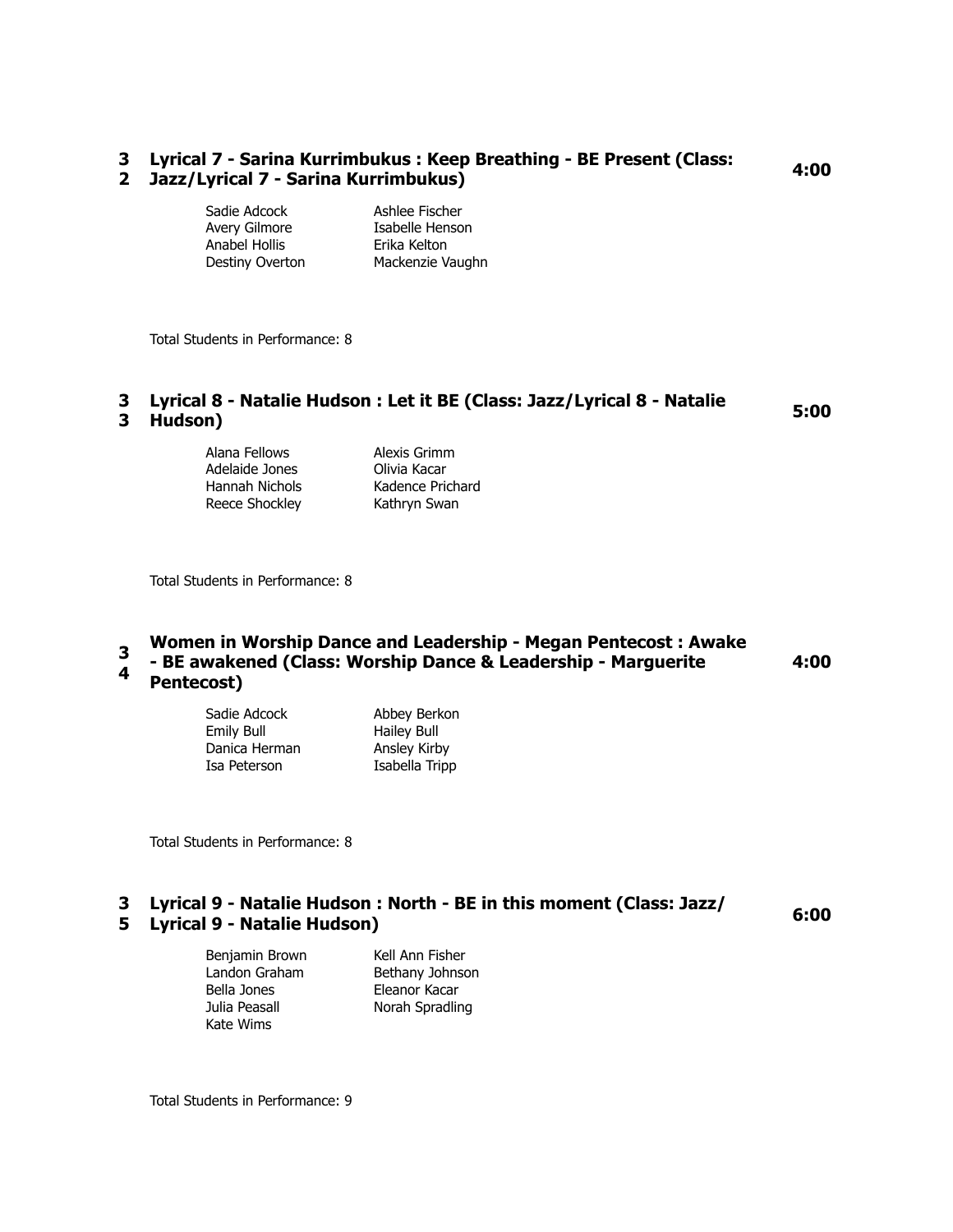### 32 Lyrical 7 - Sarina Kurrimbukus : Keep Breathing - BE Present (Class: Jazz/Lyrical 7 - Sarina Kurrimbukus) — 4:00

Sadie Adcock
Ashlee Fischer
Avery Gilmore
Isabelle Henson
Anabel Hollis
Erika Kelton
Destiny Overton
Mackenzie Vaughn

Total Students in Performance: 8

### 33 Lyrical 8 - Natalie Hudson : Let it BE (Class: Jazz/Lyrical 8 - Natalie Hudson) — 5:00

Alana Fellows
Alexis Grimm
Adelaide Jones
Olivia Kacar
Hannah Nichols
Kadence Prichard
Reece Shockley
Kathryn Swan

Total Students in Performance: 8

### 34 Women in Worship Dance and Leadership - Megan Pentecost : Awake - BE awakened (Class: Worship Dance & Leadership - Marguerite Pentecost) — 4:00

Sadie Adcock
Abbey Berkon
Emily Bull
Hailey Bull
Danica Herman
Ansley Kirby
Isa Peterson
Isabella Tripp

Total Students in Performance: 8

### 35 Lyrical 9 - Natalie Hudson : North - BE in this moment (Class: Jazz/Lyrical 9 - Natalie Hudson) — 6:00

Benjamin Brown
Kell Ann Fisher
Landon Graham
Bethany Johnson
Bella Jones
Eleanor Kacar
Julia Peasall
Norah Spradling
Kate Wims

Total Students in Performance: 9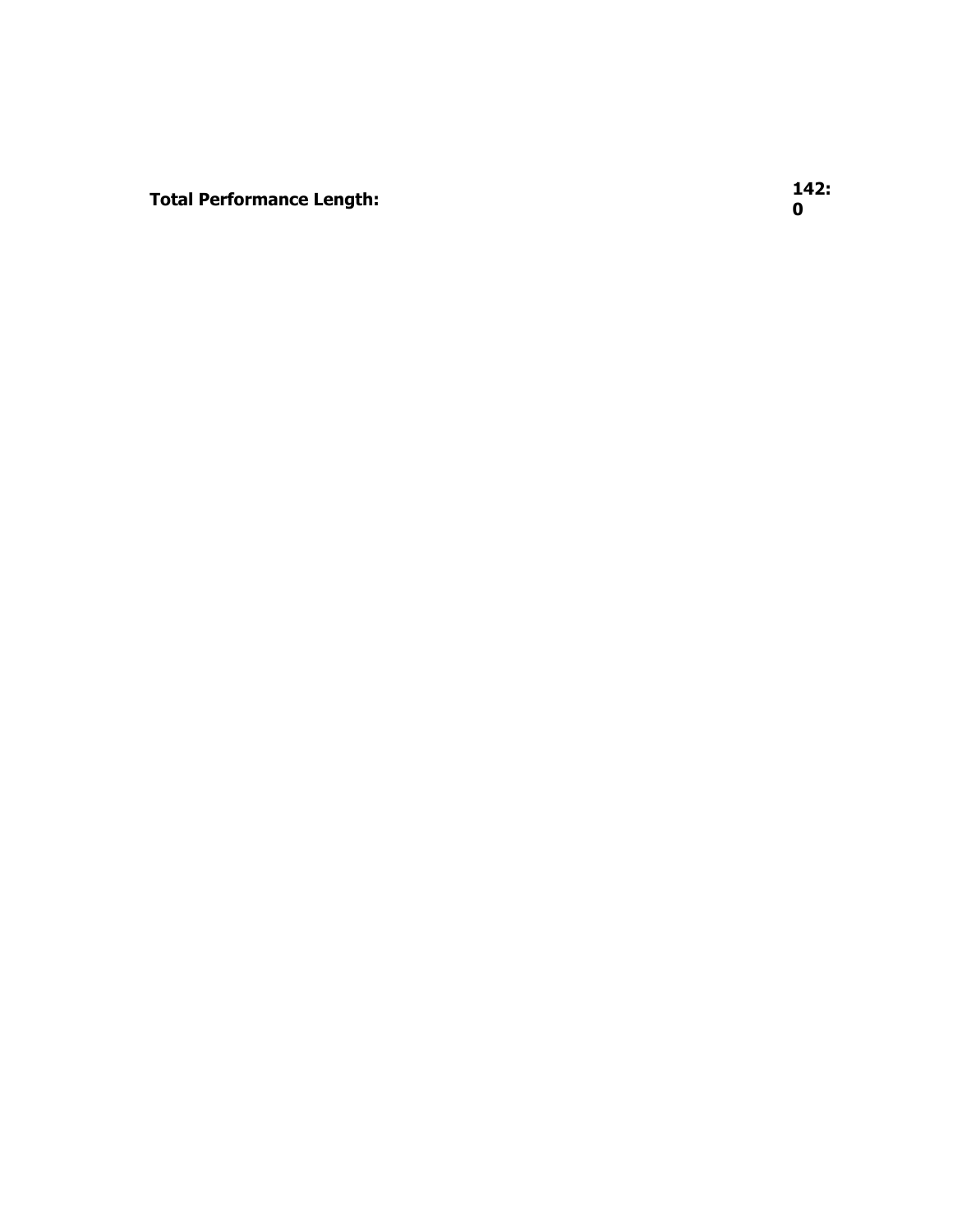**Total Performance Length:** **142:0**